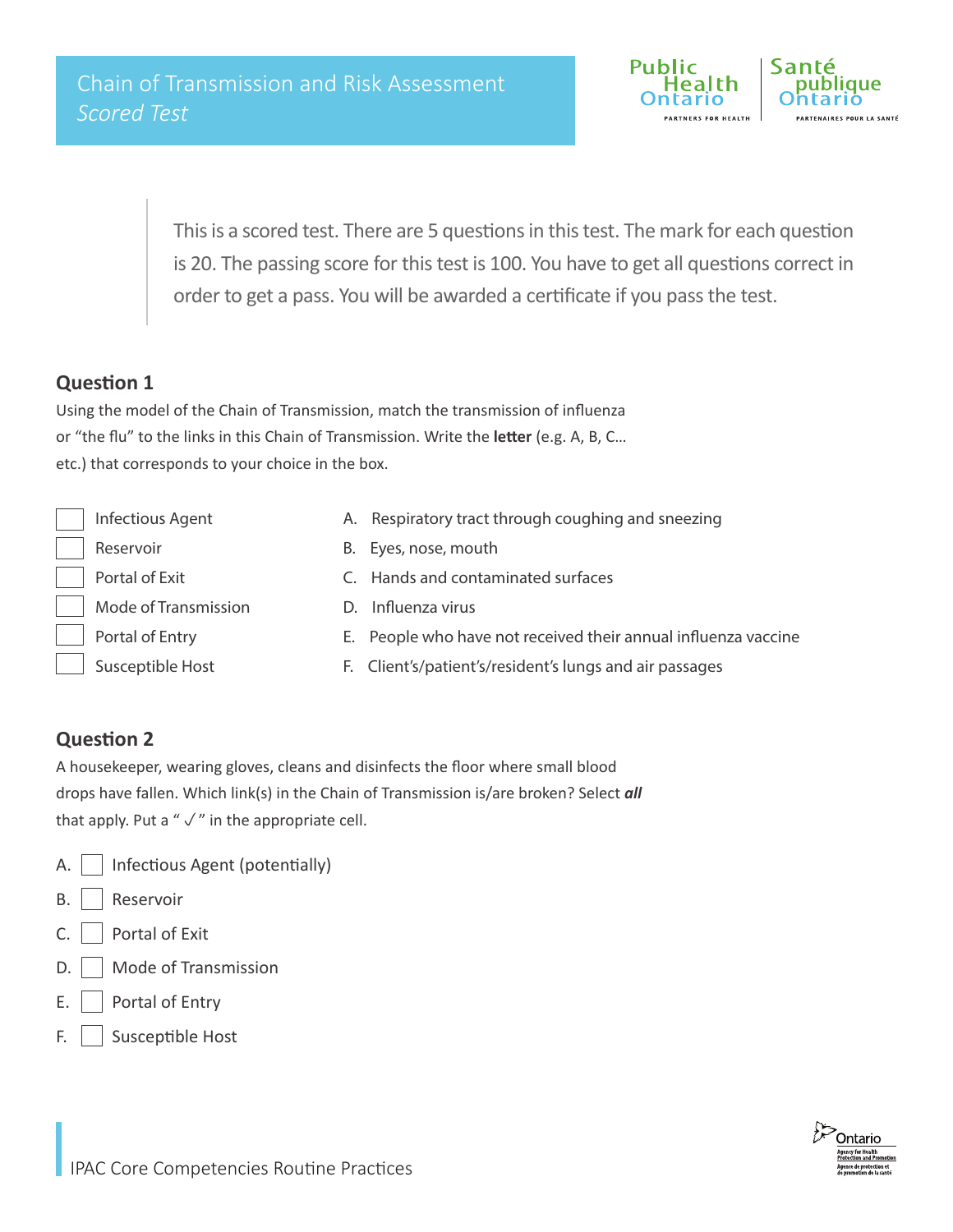# Chain of Transmission and Risk Assessment

*Scored Test*

> This is a scored test. There are 5 questions in this test. The mark for each question is 20. The passing score for this test is 100. You have to get all questions correct in order to get a pass. You will be awarded a certificate if you pass the test.

## Question 1

Using the model of the Chain of Transmission, match the transmission of influenza or "the flu" to the links in this Chain of Transmission. Write the **letter** (e.g. A, B, C… etc.) that corresponds to your choice in the box.

| | Link | | Option |
|---|---|---|---|
| ☐ | Infectious Agent | A. | Respiratory tract through coughing and sneezing |
| ☐ | Reservoir | B. | Eyes, nose, mouth |
| ☐ | Portal of Exit | C. | Hands and contaminated surfaces |
| ☐ | Mode of Transmission | D. | Influenza virus |
| ☐ | Portal of Entry | E. | People who have not received their annual influenza vaccine |
| ☐ | Susceptible Host | F. | Client's/patient's/resident's lungs and air passages |

## Question 2

A housekeeper, wearing gloves, cleans and disinfects the floor where small blood drops have fallen. Which link(s) in the Chain of Transmission is/are broken? Select ***all*** that apply. Put a " ✓ " in the appropriate cell.

A. ☐ Infectious Agent (potentially)

B. ☐ Reservoir

C. ☐ Portal of Exit

D. ☐ Mode of Transmission

E. ☐ Portal of Entry

F. ☐ Susceptible Host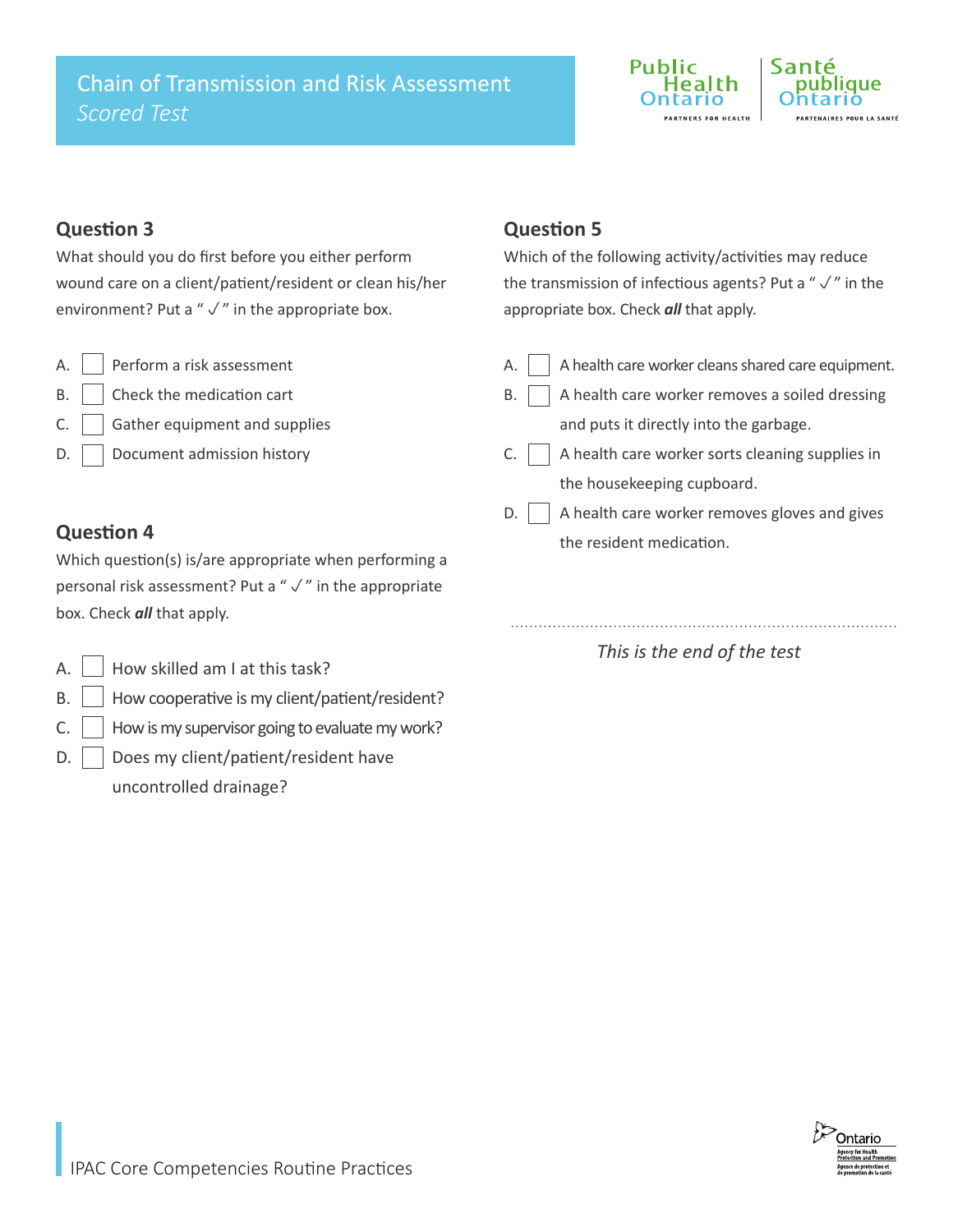# Chain of Transmission and Risk Assessment

*Scored Test*

## Question 3

What should you do first before you either perform wound care on a client/patient/resident or clean his/her environment? Put a " ✓ " in the appropriate box.

A. ☐ Perform a risk assessment

B. ☐ Check the medication cart

C. ☐ Gather equipment and supplies

D. ☐ Document admission history

## Question 4

Which question(s) is/are appropriate when performing a personal risk assessment? Put a " ✓ " in the appropriate box. Check ***all*** that apply.

A. ☐ How skilled am I at this task?

B. ☐ How cooperative is my client/patient/resident?

C. ☐ How is my supervisor going to evaluate my work?

D. ☐ Does my client/patient/resident have uncontrolled drainage?

## Question 5

Which of the following activity/activities may reduce the transmission of infectious agents? Put a " ✓ " in the appropriate box. Check ***all*** that apply.

A. ☐ A health care worker cleans shared care equipment.

B. ☐ A health care worker removes a soiled dressing and puts it directly into the garbage.

C. ☐ A health care worker sorts cleaning supplies in the housekeeping cupboard.

D. ☐ A health care worker removes gloves and gives the resident medication.

*This is the end of the test*